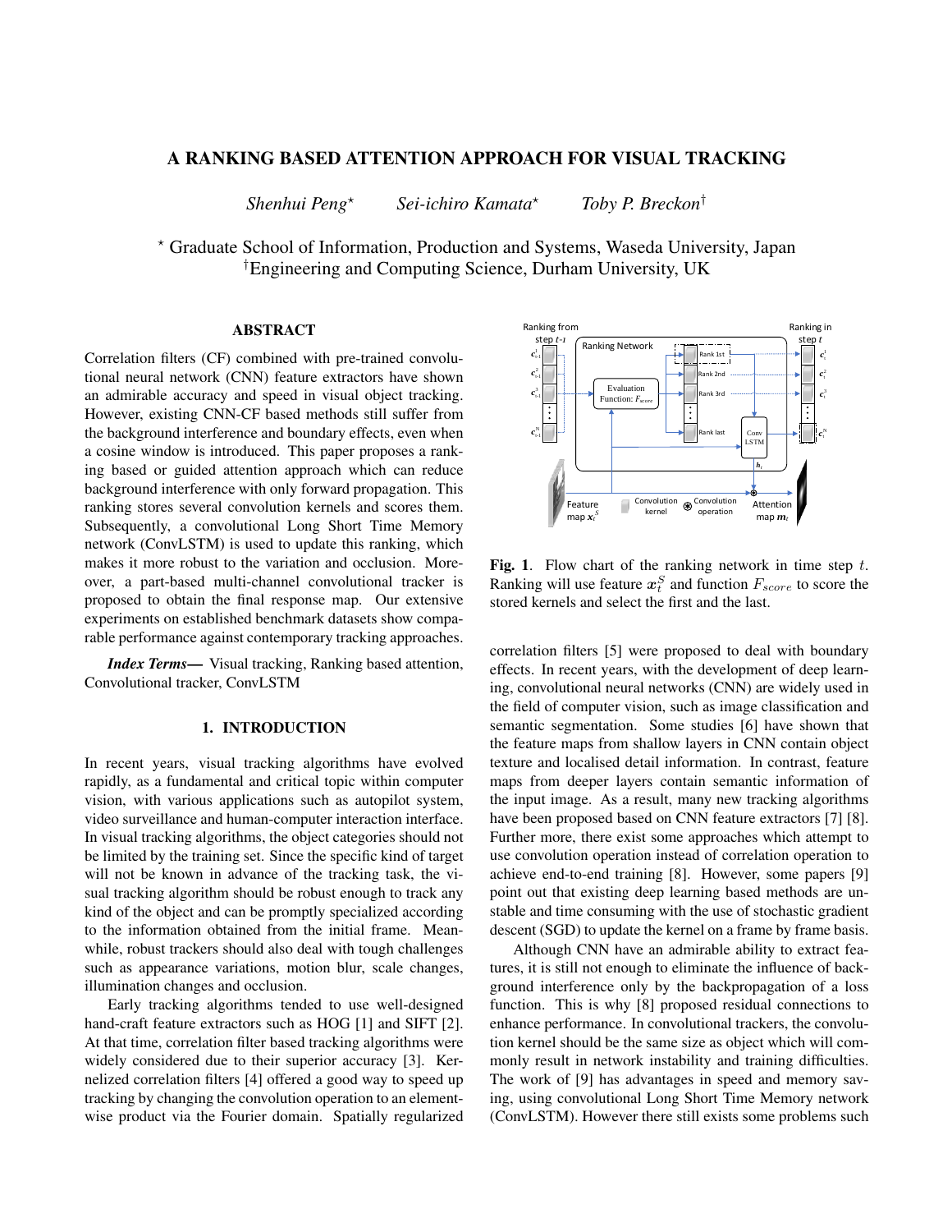# A RANKING BASED ATTENTION APPROACH FOR VISUAL TRACKING

*Shenhui Peng*[⋆] *Sei-ichiro Kamata*[⋆] *Toby P. Breckon*[†]

[⋆] Graduate School of Information, Production and Systems, Waseda University, Japan
[†]Engineering and Computing Science, Durham University, UK

## ABSTRACT

Correlation filters (CF) combined with pre-trained convolutional neural network (CNN) feature extractors have shown an admirable accuracy and speed in visual object tracking. However, existing CNN-CF based methods still suffer from the background interference and boundary effects, even when a cosine window is introduced. This paper proposes a ranking based or guided attention approach which can reduce background interference with only forward propagation. This ranking stores several convolution kernels and scores them. Subsequently, a convolutional Long Short Time Memory network (ConvLSTM) is used to update this ranking, which makes it more robust to the variation and occlusion. Moreover, a part-based multi-channel convolutional tracker is proposed to obtain the final response map. Our extensive experiments on established benchmark datasets show comparable performance against contemporary tracking approaches.

***Index Terms***— Visual tracking, Ranking based attention, Convolutional tracker, ConvLSTM

## 1. INTRODUCTION

In recent years, visual tracking algorithms have evolved rapidly, as a fundamental and critical topic within computer vision, with various applications such as autopilot system, video surveillance and human-computer interaction interface. In visual tracking algorithms, the object categories should not be limited by the training set. Since the specific kind of target will not be known in advance of the tracking task, the visual tracking algorithm should be robust enough to track any kind of the object and can be promptly specialized according to the information obtained from the initial frame. Meanwhile, robust trackers should also deal with tough challenges such as appearance variations, motion blur, scale changes, illumination changes and occlusion.

Early tracking algorithms tended to use well-designed hand-craft feature extractors such as HOG [1] and SIFT [2]. At that time, correlation filter based tracking algorithms were widely considered due to their superior accuracy [3]. Kernelized correlation filters [4] offered a good way to speed up tracking by changing the convolution operation to an element-wise product via the Fourier domain. Spatially regularized correlation filters [5] were proposed to deal with boundary effects. In recent years, with the development of deep learning, convolutional neural networks (CNN) are widely used in the field of computer vision, such as image classification and semantic segmentation. Some studies [6] have shown that the feature maps from shallow layers in CNN contain object texture and localised detail information. In contrast, feature maps from deeper layers contain semantic information of the input image. As a result, many new tracking algorithms have been proposed based on CNN feature extractors [7] [8]. Further more, there exist some approaches which attempt to use convolution operation instead of correlation operation to achieve end-to-end training [8]. However, some papers [9] point out that existing deep learning based methods are unstable and time consuming with the use of stochastic gradient descent (SGD) to update the kernel on a frame by frame basis.

Fig. 1. Flow chart of the ranking network in time step $t$. Ranking will use feature $\boldsymbol{x}_t^S$ and function $F_{score}$ to score the stored kernels and select the first and the last.

Although CNN have an admirable ability to extract features, it is still not enough to eliminate the influence of background interference only by the backpropagation of a loss function. This is why [8] proposed residual connections to enhance performance. In convolutional trackers, the convolution kernel should be the same size as object which will commonly result in network instability and training difficulties. The work of [9] has advantages in speed and memory saving, using convolutional Long Short Time Memory network (ConvLSTM). However there still exists some problems such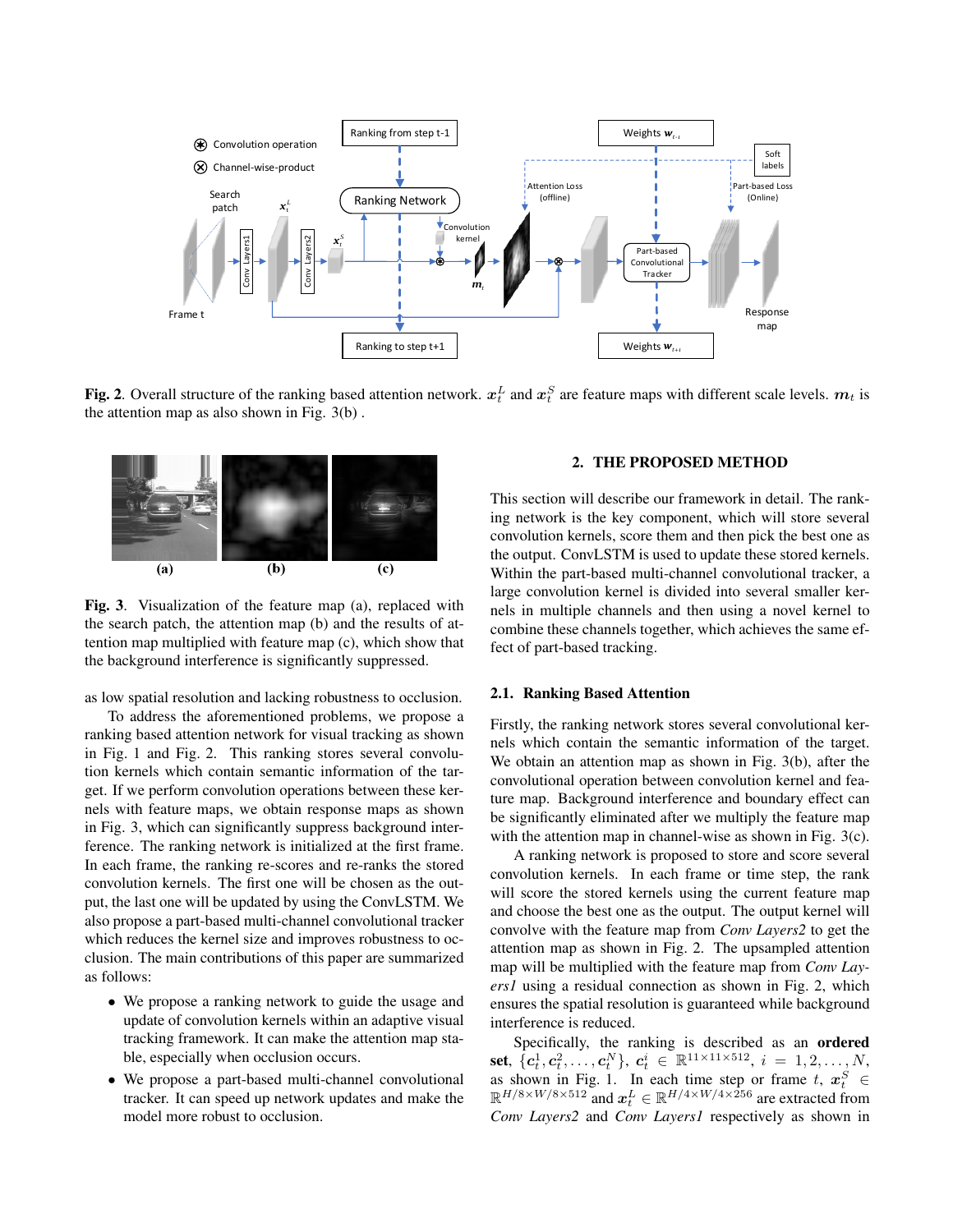Fig. 2. Overall structure of the ranking based attention network. $x_t^L$ and $x_t^S$ are feature maps with different scale levels. $m_t$ is the attention map as also shown in Fig. 3(b) .

Fig. 3. Visualization of the feature map (a), replaced with the search patch, the attention map (b) and the results of attention map multiplied with feature map (c), which show that the background interference is significantly suppressed.

as low spatial resolution and lacking robustness to occlusion.

To address the aforementioned problems, we propose a ranking based attention network for visual tracking as shown in Fig. 1 and Fig. 2. This ranking stores several convolution kernels which contain semantic information of the target. If we perform convolution operations between these kernels with feature maps, we obtain response maps as shown in Fig. 3, which can significantly suppress background interference. The ranking network is initialized at the first frame. In each frame, the ranking re-scores and re-ranks the stored convolution kernels. The first one will be chosen as the output, the last one will be updated by using the ConvLSTM. We also propose a part-based multi-channel convolutional tracker which reduces the kernel size and improves robustness to occlusion. The main contributions of this paper are summarized as follows:

- We propose a ranking network to guide the usage and update of convolution kernels within an adaptive visual tracking framework. It can make the attention map stable, especially when occlusion occurs.
- We propose a part-based multi-channel convolutional tracker. It can speed up network updates and make the model more robust to occlusion.

## 2. THE PROPOSED METHOD

This section will describe our framework in detail. The ranking network is the key component, which will store several convolution kernels, score them and then pick the best one as the output. ConvLSTM is used to update these stored kernels. Within the part-based multi-channel convolutional tracker, a large convolution kernel is divided into several smaller kernels in multiple channels and then using a novel kernel to combine these channels together, which achieves the same effect of part-based tracking.

### 2.1. Ranking Based Attention

Firstly, the ranking network stores several convolutional kernels which contain the semantic information of the target. We obtain an attention map as shown in Fig. 3(b), after the convolutional operation between convolution kernel and feature map. Background interference and boundary effect can be significantly eliminated after we multiply the feature map with the attention map in channel-wise as shown in Fig. 3(c).

A ranking network is proposed to store and score several convolution kernels. In each frame or time step, the rank will score the stored kernels using the current feature map and choose the best one as the output. The output kernel will convolve with the feature map from *Conv Layers2* to get the attention map as shown in Fig. 2. The upsampled attention map will be multiplied with the feature map from *Conv Layers1* using a residual connection as shown in Fig. 2, which ensures the spatial resolution is guaranteed while background interference is reduced.

Specifically, the ranking is described as an **ordered set**, $\{c_t^1, c_t^2, \dots, c_t^N\}$, $c_t^i \in \mathbb{R}^{11\times11\times512}$, $i = 1, 2, \dots, N$, as shown in Fig. 1. In each time step or frame $t$, $x_t^S \in \mathbb{R}^{H/8\times W/8\times512}$ and $x_t^L \in \mathbb{R}^{H/4\times W/4\times256}$ are extracted from *Conv Layers2* and *Conv Layers1* respectively as shown in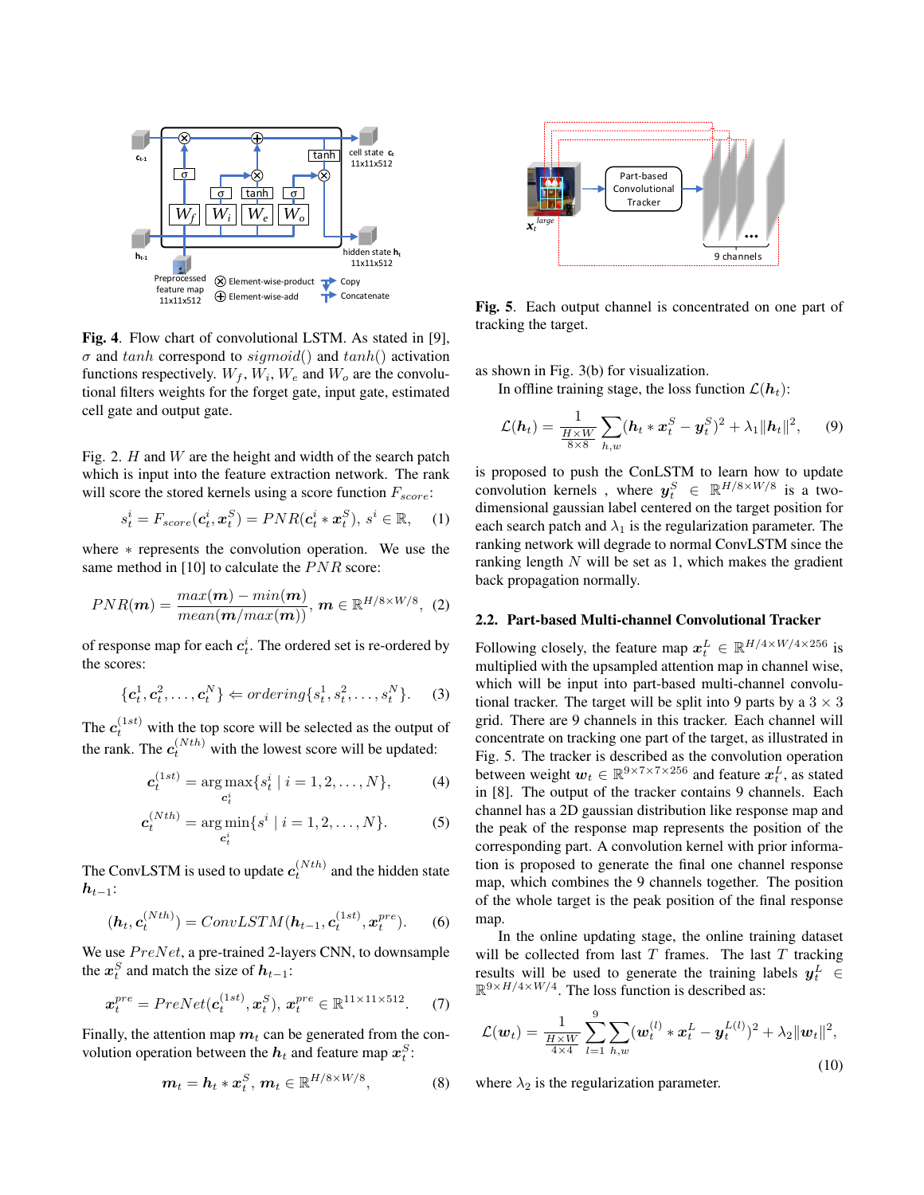**Fig. 4**. Flow chart of convolutional LSTM. As stated in [9], $\sigma$ and $tanh$ correspond to $sigmoid()$ and $tanh()$ activation functions respectively. $W_f$, $W_i$, $W_e$ and $W_o$ are the convolutional filters weights for the forget gate, input gate, estimated cell gate and output gate.

**Fig. 5**. Each output channel is concentrated on one part of tracking the target.

Fig. 2. $H$ and $W$ are the height and width of the search patch which is input into the feature extraction network. The rank will score the stored kernels using a score function $F_{score}$:

$$s_t^i = F_{score}(\boldsymbol{c}_t^i, \boldsymbol{x}_t^S) = PNR(\boldsymbol{c}_t^i * \boldsymbol{x}_t^S),\ s^i \in \mathbb{R}, \quad (1)$$

where $*$ represents the convolution operation. We use the same method in [10] to calculate the $PNR$ score:

$$PNR(\boldsymbol{m}) = \frac{max(\boldsymbol{m}) - min(\boldsymbol{m})}{mean(\boldsymbol{m}/max(\boldsymbol{m}))},\ \boldsymbol{m} \in \mathbb{R}^{H/8 \times W/8}, \quad (2)$$

of response map for each $\boldsymbol{c}_t^i$. The ordered set is re-ordered by the scores:

$$\{\boldsymbol{c}_t^1, \boldsymbol{c}_t^2, \ldots, \boldsymbol{c}_t^N\} \Leftarrow ordering\{s_t^1, s_t^2, \ldots, s_t^N\}. \quad (3)$$

The $\boldsymbol{c}_t^{(1st)}$ with the top score will be selected as the output of the rank. The $\boldsymbol{c}_t^{(Nth)}$ with the lowest score will be updated:

$$\boldsymbol{c}_t^{(1st)} = \arg\max_{\boldsymbol{c}_t^i}\{s_t^i \mid i = 1, 2, \ldots, N\}, \quad (4)$$

$$\boldsymbol{c}_t^{(Nth)} = \arg\min_{\boldsymbol{c}_t^i}\{s^i \mid i = 1, 2, \ldots, N\}. \quad (5)$$

The ConvLSTM is used to update $\boldsymbol{c}_t^{(Nth)}$ and the hidden state $\boldsymbol{h}_{t-1}$:

$$(\boldsymbol{h}_t, \boldsymbol{c}_t^{(Nth)}) = ConvLSTM(\boldsymbol{h}_{t-1}, \boldsymbol{c}_t^{(1st)}, \boldsymbol{x}_t^{pre}). \quad (6)$$

We use $PreNet$, a pre-trained 2-layers CNN, to downsample the $\boldsymbol{x}_t^S$ and match the size of $\boldsymbol{h}_{t-1}$:

$$\boldsymbol{x}_t^{pre} = PreNet(\boldsymbol{c}_t^{(1st)}, \boldsymbol{x}_t^S),\ \boldsymbol{x}_t^{pre} \in \mathbb{R}^{11 \times 11 \times 512}. \quad (7)$$

Finally, the attention map $\boldsymbol{m}_t$ can be generated from the convolution operation between the $\boldsymbol{h}_t$ and feature map $\boldsymbol{x}_t^S$:

$$\boldsymbol{m}_t = \boldsymbol{h}_t * \boldsymbol{x}_t^S,\ \boldsymbol{m}_t \in \mathbb{R}^{H/8 \times W/8}, \quad (8)$$

as shown in Fig. 3(b) for visualization.

In offline training stage, the loss function $\mathcal{L}(\boldsymbol{h}_t)$:

$$\mathcal{L}(\boldsymbol{h}_t) = \frac{1}{\frac{H \times W}{8 \times 8}} \sum_{h,w} (\boldsymbol{h}_t * \boldsymbol{x}_t^S - \boldsymbol{y}_t^S)^2 + \lambda_1 \|\boldsymbol{h}_t\|^2, \quad (9)$$

is proposed to push the ConLSTM to learn how to update convolution kernels , where $\boldsymbol{y}_t^S \in \mathbb{R}^{H/8 \times W/8}$ is a two-dimensional gaussian label centered on the target position for each search patch and $\lambda_1$ is the regularization parameter. The ranking network will degrade to normal ConvLSTM since the ranking length $N$ will be set as 1, which makes the gradient back propagation normally.

### 2.2. Part-based Multi-channel Convolutional Tracker

Following closely, the feature map $\boldsymbol{x}_t^L \in \mathbb{R}^{H/4 \times W/4 \times 256}$ is multiplied with the upsampled attention map in channel wise, which will be input into part-based multi-channel convolutional tracker. The target will be split into 9 parts by a $3 \times 3$ grid. There are 9 channels in this tracker. Each channel will concentrate on tracking one part of the target, as illustrated in Fig. 5. The tracker is described as the convolution operation between weight $\boldsymbol{w}_t \in \mathbb{R}^{9 \times 7 \times 7 \times 256}$ and feature $\boldsymbol{x}_t^L$, as stated in [8]. The output of the tracker contains 9 channels. Each channel has a 2D gaussian distribution like response map and the peak of the response map represents the position of the corresponding part. A convolution kernel with prior information is proposed to generate the final one channel response map, which combines the 9 channels together. The position of the whole target is the peak position of the final response map.

In the online updating stage, the online training dataset will be collected from last $T$ frames. The last $T$ tracking results will be used to generate the training labels $\boldsymbol{y}_t^L \in \mathbb{R}^{9 \times H/4 \times W/4}$. The loss function is described as:

$$\mathcal{L}(\boldsymbol{w}_t) = \frac{1}{\frac{H \times W}{4 \times 4}} \sum_{l=1}^{9} \sum_{h,w} (\boldsymbol{w}_t^{(l)} * \boldsymbol{x}_t^L - \boldsymbol{y}_t^{L(l)})^2 + \lambda_2 \|\boldsymbol{w}_t\|^2, \quad (10)$$

where $\lambda_2$ is the regularization parameter.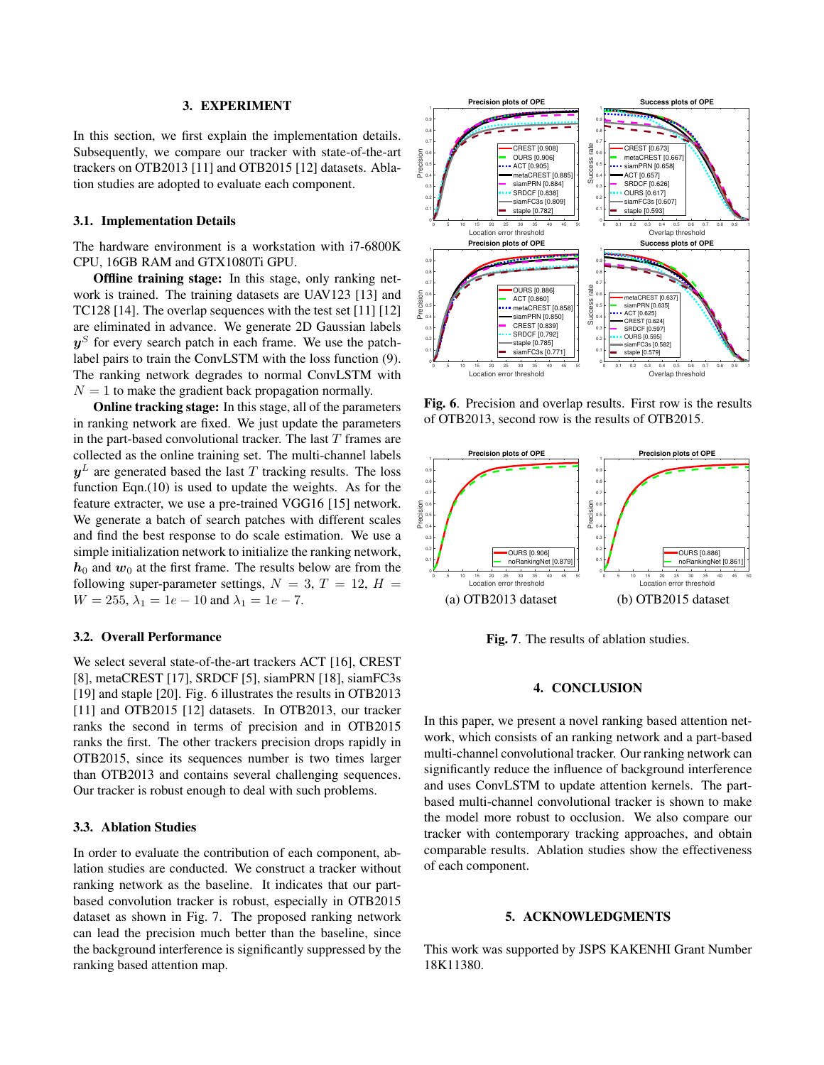## 3. EXPERIMENT

In this section, we first explain the implementation details. Subsequently, we compare our tracker with state-of-the-art trackers on OTB2013 [11] and OTB2015 [12] datasets. Ablation studies are adopted to evaluate each component.

### 3.1. Implementation Details

The hardware environment is a workstation with i7-6800K CPU, 16GB RAM and GTX1080Ti GPU.

**Offline training stage:** In this stage, only ranking network is trained. The training datasets are UAV123 [13] and TC128 [14]. The overlap sequences with the test set [11] [12] are eliminated in advance. We generate 2D Gaussian labels $\boldsymbol{y}^S$ for every search patch in each frame. We use the patch-label pairs to train the ConvLSTM with the loss function (9). The ranking network degrades to normal ConvLSTM with $N = 1$ to make the gradient back propagation normally.

**Online tracking stage:** In this stage, all of the parameters in ranking network are fixed. We just update the parameters in the part-based convolutional tracker. The last $T$ frames are collected as the online training set. The multi-channel labels $\boldsymbol{y}^L$ are generated based the last $T$ tracking results. The loss function Eqn.(10) is used to update the weights. As for the feature extracter, we use a pre-trained VGG16 [15] network. We generate a batch of search patches with different scales and find the best response to do scale estimation. We use a simple initialization network to initialize the ranking network, $\boldsymbol{h}_0$ and $\boldsymbol{w}_0$ at the first frame. The results below are from the following super-parameter settings, $N = 3$, $T = 12$, $H = W = 255$, $\lambda_1 = 1e-10$ and $\lambda_1 = 1e-7$.

### 3.2. Overall Performance

We select several state-of-the-art trackers ACT [16], CREST [8], metaCREST [17], SRDCF [5], siamPRN [18], siamFC3s [19] and staple [20]. Fig. 6 illustrates the results in OTB2013 [11] and OTB2015 [12] datasets. In OTB2013, our tracker ranks the second in terms of precision and in OTB2015 ranks the first. The other trackers precision drops rapidly in OTB2015, since its sequences number is two times larger than OTB2013 and contains several challenging sequences. Our tracker is robust enough to deal with such problems.

### 3.3. Ablation Studies

In order to evaluate the contribution of each component, ablation studies are conducted. We construct a tracker without ranking network as the baseline. It indicates that our part-based convolution tracker is robust, especially in OTB2015 dataset as shown in Fig. 7. The proposed ranking network can lead the precision much better than the baseline, since the background interference is significantly suppressed by the ranking based attention map.

**Fig. 6**. Precision and overlap results. First row is the results of OTB2013, second row is the results of OTB2015.

(a) OTB2013 dataset (b) OTB2015 dataset

**Fig. 7**. The results of ablation studies.

## 4. CONCLUSION

In this paper, we present a novel ranking based attention network, which consists of an ranking network and a part-based multi-channel convolutional tracker. Our ranking network can significantly reduce the influence of background interference and uses ConvLSTM to update attention kernels. The part-based multi-channel convolutional tracker is shown to make the model more robust to occlusion. We also compare our tracker with contemporary tracking approaches, and obtain comparable results. Ablation studies show the effectiveness of each component.

## 5. ACKNOWLEDGMENTS

This work was supported by JSPS KAKENHI Grant Number 18K11380.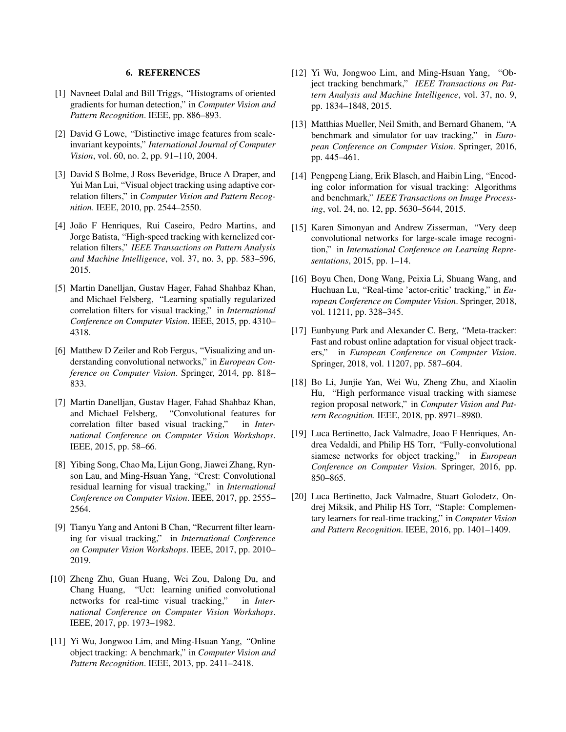## 6. REFERENCES

[1] Navneet Dalal and Bill Triggs, "Histograms of oriented gradients for human detection," in *Computer Vision and Pattern Recognition*. IEEE, pp. 886–893.

[2] David G Lowe, "Distinctive image features from scale-invariant keypoints," *International Journal of Computer Vision*, vol. 60, no. 2, pp. 91–110, 2004.

[3] David S Bolme, J Ross Beveridge, Bruce A Draper, and Yui Man Lui, "Visual object tracking using adaptive correlation filters," in *Computer Vision and Pattern Recognition*. IEEE, 2010, pp. 2544–2550.

[4] João F Henriques, Rui Caseiro, Pedro Martins, and Jorge Batista, "High-speed tracking with kernelized correlation filters," *IEEE Transactions on Pattern Analysis and Machine Intelligence*, vol. 37, no. 3, pp. 583–596, 2015.

[5] Martin Danelljan, Gustav Hager, Fahad Shahbaz Khan, and Michael Felsberg, "Learning spatially regularized correlation filters for visual tracking," in *International Conference on Computer Vision*. IEEE, 2015, pp. 4310–4318.

[6] Matthew D Zeiler and Rob Fergus, "Visualizing and understanding convolutional networks," in *European Conference on Computer Vision*. Springer, 2014, pp. 818–833.

[7] Martin Danelljan, Gustav Hager, Fahad Shahbaz Khan, and Michael Felsberg, "Convolutional features for correlation filter based visual tracking," in *International Conference on Computer Vision Workshops*. IEEE, 2015, pp. 58–66.

[8] Yibing Song, Chao Ma, Lijun Gong, Jiawei Zhang, Rynson Lau, and Ming-Hsuan Yang, "Crest: Convolutional residual learning for visual tracking," in *International Conference on Computer Vision*. IEEE, 2017, pp. 2555–2564.

[9] Tianyu Yang and Antoni B Chan, "Recurrent filter learning for visual tracking," in *International Conference on Computer Vision Workshops*. IEEE, 2017, pp. 2010–2019.

[10] Zheng Zhu, Guan Huang, Wei Zou, Dalong Du, and Chang Huang, "Uct: learning unified convolutional networks for real-time visual tracking," in *International Conference on Computer Vision Workshops*. IEEE, 2017, pp. 1973–1982.

[11] Yi Wu, Jongwoo Lim, and Ming-Hsuan Yang, "Online object tracking: A benchmark," in *Computer Vision and Pattern Recognition*. IEEE, 2013, pp. 2411–2418.

[12] Yi Wu, Jongwoo Lim, and Ming-Hsuan Yang, "Object tracking benchmark," *IEEE Transactions on Pattern Analysis and Machine Intelligence*, vol. 37, no. 9, pp. 1834–1848, 2015.

[13] Matthias Mueller, Neil Smith, and Bernard Ghanem, "A benchmark and simulator for uav tracking," in *European Conference on Computer Vision*. Springer, 2016, pp. 445–461.

[14] Pengpeng Liang, Erik Blasch, and Haibin Ling, "Encoding color information for visual tracking: Algorithms and benchmark," *IEEE Transactions on Image Processing*, vol. 24, no. 12, pp. 5630–5644, 2015.

[15] Karen Simonyan and Andrew Zisserman, "Very deep convolutional networks for large-scale image recognition," in *International Conference on Learning Representations*, 2015, pp. 1–14.

[16] Boyu Chen, Dong Wang, Peixia Li, Shuang Wang, and Huchuan Lu, "Real-time 'actor-critic' tracking," in *European Conference on Computer Vision*. Springer, 2018, vol. 11211, pp. 328–345.

[17] Eunbyung Park and Alexander C. Berg, "Meta-tracker: Fast and robust online adaptation for visual object trackers," in *European Conference on Computer Vision*. Springer, 2018, vol. 11207, pp. 587–604.

[18] Bo Li, Junjie Yan, Wei Wu, Zheng Zhu, and Xiaolin Hu, "High performance visual tracking with siamese region proposal network," in *Computer Vision and Pattern Recognition*. IEEE, 2018, pp. 8971–8980.

[19] Luca Bertinetto, Jack Valmadre, Joao F Henriques, Andrea Vedaldi, and Philip HS Torr, "Fully-convolutional siamese networks for object tracking," in *European Conference on Computer Vision*. Springer, 2016, pp. 850–865.

[20] Luca Bertinetto, Jack Valmadre, Stuart Golodetz, Ondrej Miksik, and Philip HS Torr, "Staple: Complementary learners for real-time tracking," in *Computer Vision and Pattern Recognition*. IEEE, 2016, pp. 1401–1409.